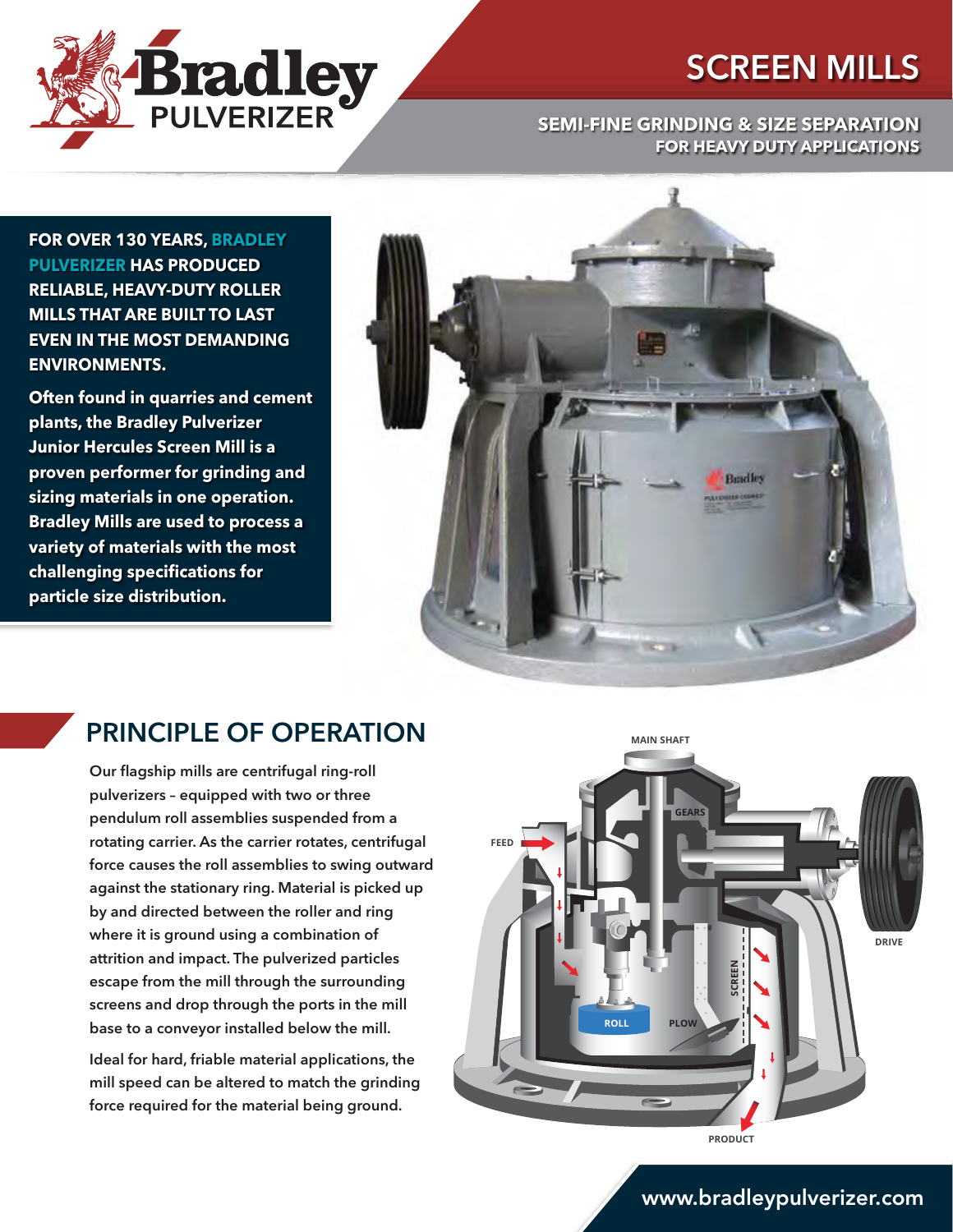# SCREEN MILLS

**SEMI-FINE GRINDING & SIZE SEPARATION FOR HEAVY DUTY APPLICATIONS**

**FOR OVER 130 YEARS, BRADLEY PULVERIZER HAS PRODUCED RELIABLE, HEAVY-DUTY ROLLER MILLS THAT ARE BUILT TO LAST EVEN IN THE MOST DEMANDING ENVIRONMENTS.**

**Often found in quarries and cement plants, the Bradley Pulverizer Junior Hercules Screen Mill is a proven performer for grinding and sizing materials in one operation. Bradley Mills are used to process a variety of materials with the most challenging specifications for particle size distribution.**

## PRINCIPLE OF OPERATION

Our flagship mills are centrifugal ring-roll pulverizers – equipped with two or three pendulum roll assemblies suspended from a rotating carrier. As the carrier rotates, centrifugal force causes the roll assemblies to swing outward against the stationary ring. Material is picked up by and directed between the roller and ring where it is ground using a combination of attrition and impact. The pulverized particles escape from the mill through the surrounding screens and drop through the ports in the mill base to a conveyor installed below the mill.

Ideal for hard, friable material applications, the mill speed can be altered to match the grinding force required for the material being ground.

MAIN SHAFT | GEARS | FEED | DRIVE | SCREEN | ROLL | PLOW | PRODUCT

www.bradleypulverizer.com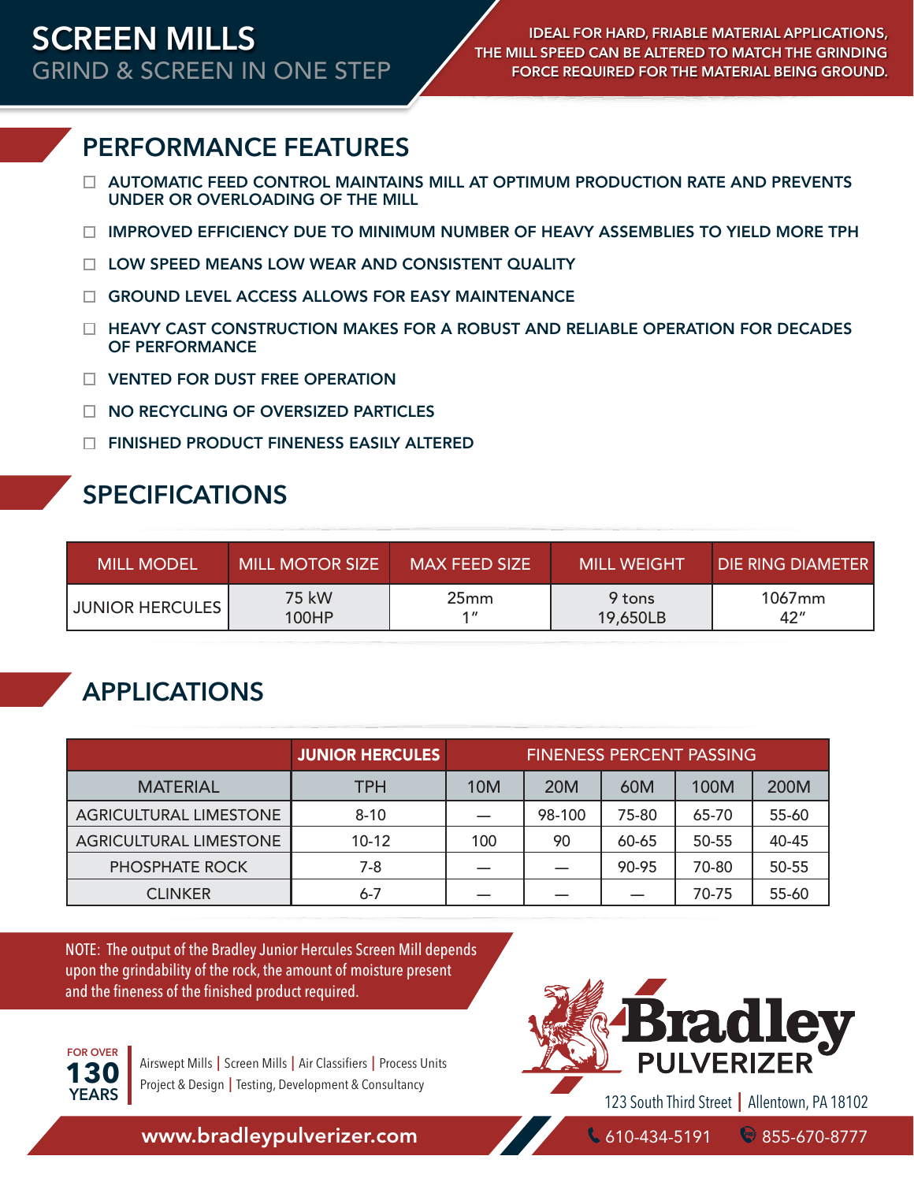# SCREEN MILLS
## GRIND & SCREEN IN ONE STEP

IDEAL FOR HARD, FRIABLE MATERIAL APPLICATIONS, THE MILL SPEED CAN BE ALTERED TO MATCH THE GRINDING FORCE REQUIRED FOR THE MATERIAL BEING GROUND.

## PERFORMANCE FEATURES

- AUTOMATIC FEED CONTROL MAINTAINS MILL AT OPTIMUM PRODUCTION RATE AND PREVENTS UNDER OR OVERLOADING OF THE MILL
- IMPROVED EFFICIENCY DUE TO MINIMUM NUMBER OF HEAVY ASSEMBLIES TO YIELD MORE TPH
- LOW SPEED MEANS LOW WEAR AND CONSISTENT QUALITY
- GROUND LEVEL ACCESS ALLOWS FOR EASY MAINTENANCE
- HEAVY CAST CONSTRUCTION MAKES FOR A ROBUST AND RELIABLE OPERATION FOR DECADES OF PERFORMANCE
- VENTED FOR DUST FREE OPERATION
- NO RECYCLING OF OVERSIZED PARTICLES
- FINISHED PRODUCT FINENESS EASILY ALTERED

## SPECIFICATIONS

| MILL MODEL | MILL MOTOR SIZE | MAX FEED SIZE | MILL WEIGHT | DIE RING DIAMETER |
|---|---|---|---|---|
| JUNIOR HERCULES | 75 kW<br>100HP | 25mm<br>1" | 9 tons<br>19,650LB | 1067mm<br>42" |

## APPLICATIONS

| | JUNIOR HERCULES | FINENESS PERCENT PASSING | | | | |
|---|---|---|---|---|---|---|
| MATERIAL | TPH | 10M | 20M | 60M | 100M | 200M |
| AGRICULTURAL LIMESTONE | 8-10 | — | 98-100 | 75-80 | 65-70 | 55-60 |
| AGRICULTURAL LIMESTONE | 10-12 | 100 | 90 | 60-65 | 50-55 | 40-45 |
| PHOSPHATE ROCK | 7-8 | — | — | 90-95 | 70-80 | 50-55 |
| CLINKER | 6-7 | — | — | — | 70-75 | 55-60 |

NOTE: The output of the Bradley Junior Hercules Screen Mill depends upon the grindability of the rock, the amount of moisture present and the fineness of the finished product required.

FOR OVER 130 YEARS

Airswept Mills | Screen Mills | Air Classifiers | Process Units
Project & Design | Testing, Development & Consultancy

Bradley PULVERIZER

123 South Third Street | Allentown, PA 18102

www.bradleypulverizer.com 610-434-5191 855-670-8777